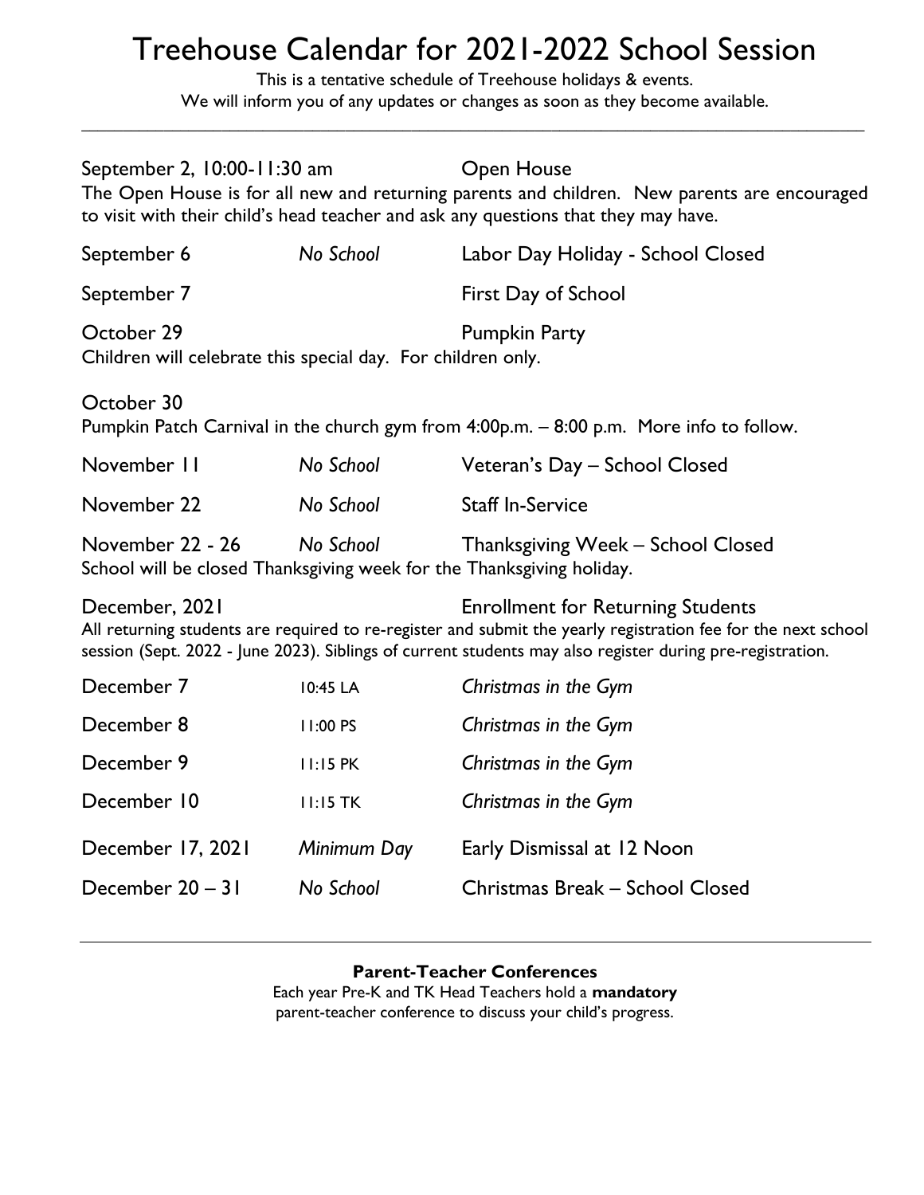# Treehouse Calendar for 2021-2022 School Session

This is a tentative schedule of Treehouse holidays & events.
We will inform you of any updates or changes as soon as they become available.

---

September 2, 10:00-11:30 am — Open House

The Open House is for all new and returning parents and children. New parents are encouraged to visit with their child's head teacher and ask any questions that they may have.

| | | |
|---|---|---|
| September 6 | *No School* | Labor Day Holiday - School Closed |
| September 7 | | First Day of School |

October 29 — Pumpkin Party

Children will celebrate this special day. For children only.

October 30

Pumpkin Patch Carnival in the church gym from 4:00p.m. – 8:00 p.m. More info to follow.

| | | |
|---|---|---|
| November 11 | *No School* | Veteran's Day – School Closed |
| November 22 | *No School* | Staff In-Service |
| November 22 - 26 | *No School* | Thanksgiving Week – School Closed |

School will be closed Thanksgiving week for the Thanksgiving holiday.

December, 2021 — Enrollment for Returning Students

All returning students are required to re-register and submit the yearly registration fee for the next school session (Sept. 2022 - June 2023). Siblings of current students may also register during pre-registration.

| | | |
|---|---|---|
| December 7 | 10:45 LA | *Christmas in the Gym* |
| December 8 | 11:00 PS | *Christmas in the Gym* |
| December 9 | 11:15 PK | *Christmas in the Gym* |
| December 10 | 11:15 TK | *Christmas in the Gym* |
| December 17, 2021 | *Minimum Day* | Early Dismissal at 12 Noon |
| December 20 – 31 | *No School* | Christmas Break – School Closed |

---

**Parent-Teacher Conferences**

Each year Pre-K and TK Head Teachers hold a **mandatory** parent-teacher conference to discuss your child's progress.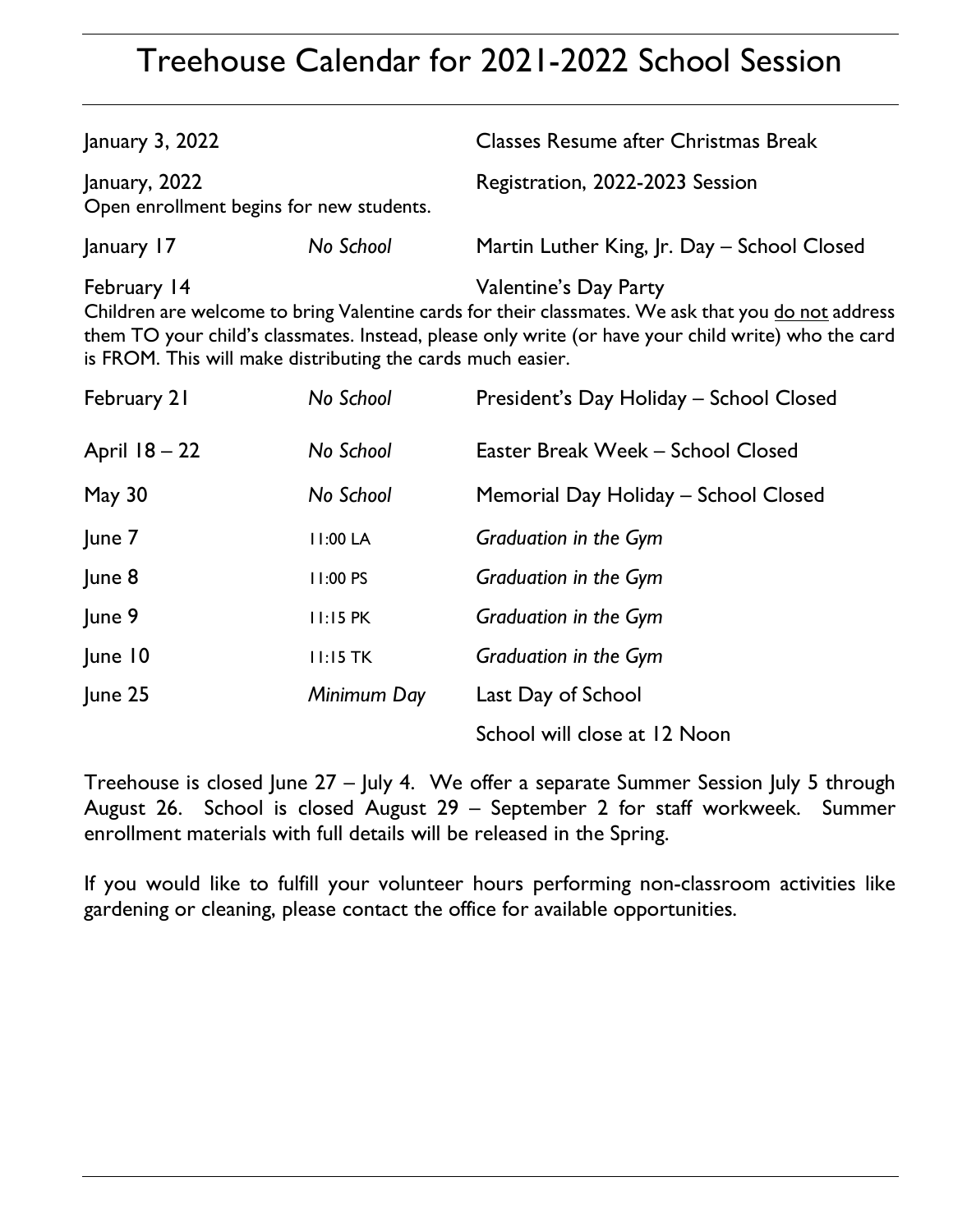# Treehouse Calendar for 2021-2022 School Session

| | | |
|---|---|---|
| January 3, 2022 | | Classes Resume after Christmas Break |
| January, 2022 | | Registration, 2022-2023 Session |

Open enrollment begins for new students.

| | | |
|---|---|---|
| January 17 | *No School* | Martin Luther King, Jr. Day – School Closed |
| February 14 | | Valentine's Day Party |

Children are welcome to bring Valentine cards for their classmates. We ask that you do not address them TO your child's classmates. Instead, please only write (or have your child write) who the card is FROM. This will make distributing the cards much easier.

| | | |
|---|---|---|
| February 21 | *No School* | President's Day Holiday – School Closed |
| April 18 – 22 | *No School* | Easter Break Week – School Closed |
| May 30 | *No School* | Memorial Day Holiday – School Closed |
| June 7 | 11:00 LA | *Graduation in the Gym* |
| June 8 | 11:00 PS | *Graduation in the Gym* |
| June 9 | 11:15 PK | *Graduation in the Gym* |
| June 10 | 11:15 TK | *Graduation in the Gym* |
| June 25 | *Minimum Day* | Last Day of School |
| | | School will close at 12 Noon |

Treehouse is closed June 27 – July 4. We offer a separate Summer Session July 5 through August 26. School is closed August 29 – September 2 for staff workweek. Summer enrollment materials with full details will be released in the Spring.

If you would like to fulfill your volunteer hours performing non-classroom activities like gardening or cleaning, please contact the office for available opportunities.